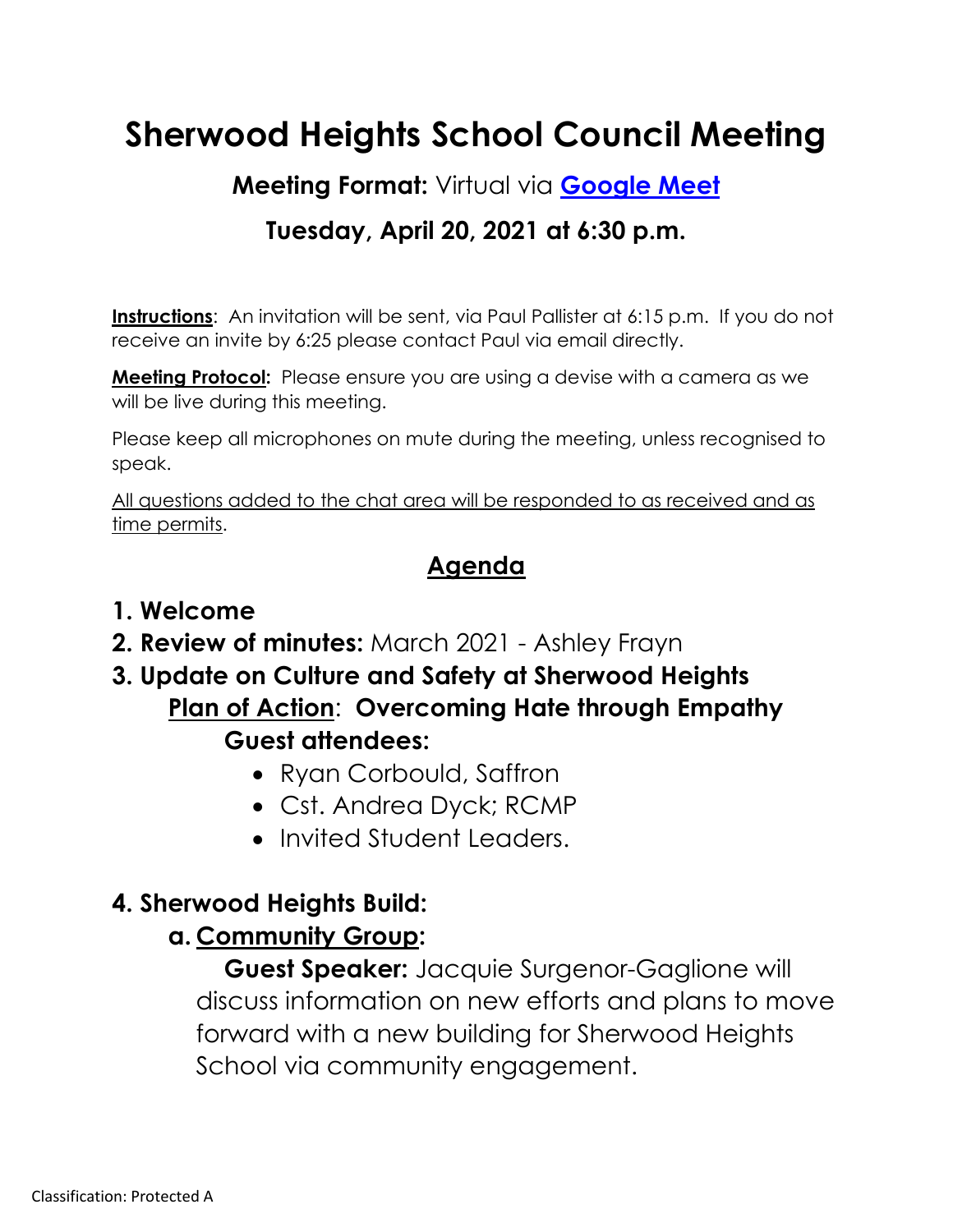# Sherwood Heights School Council Meeting

**Meeting Format:** Virtual via **[Google Meet]**

**Tuesday, April 20, 2021 at 6:30 p.m.**

**Instructions**: An invitation will be sent, via Paul Pallister at 6:15 p.m. If you do not receive an invite by 6:25 please contact Paul via email directly.

**Meeting Protocol:** Please ensure you are using a devise with a camera as we will be live during this meeting.

Please keep all microphones on mute during the meeting, unless recognised to speak.

All questions added to the chat area will be responded to as received and as time permits.

## Agenda

1. **Welcome**
2. **Review of minutes:** March 2021 - Ashley Frayn
3. **Update on Culture and Safety at Sherwood Heights**
   **Plan of Action**: **Overcoming Hate through Empathy**
   **Guest attendees:**
   - Ryan Corbould, Saffron
   - Cst. Andrea Dyck; RCMP
   - Invited Student Leaders.
4. **Sherwood Heights Build:**
   a. **Community Group:**
      **Guest Speaker:** Jacquie Surgenor-Gaglione will discuss information on new efforts and plans to move forward with a new building for Sherwood Heights School via community engagement.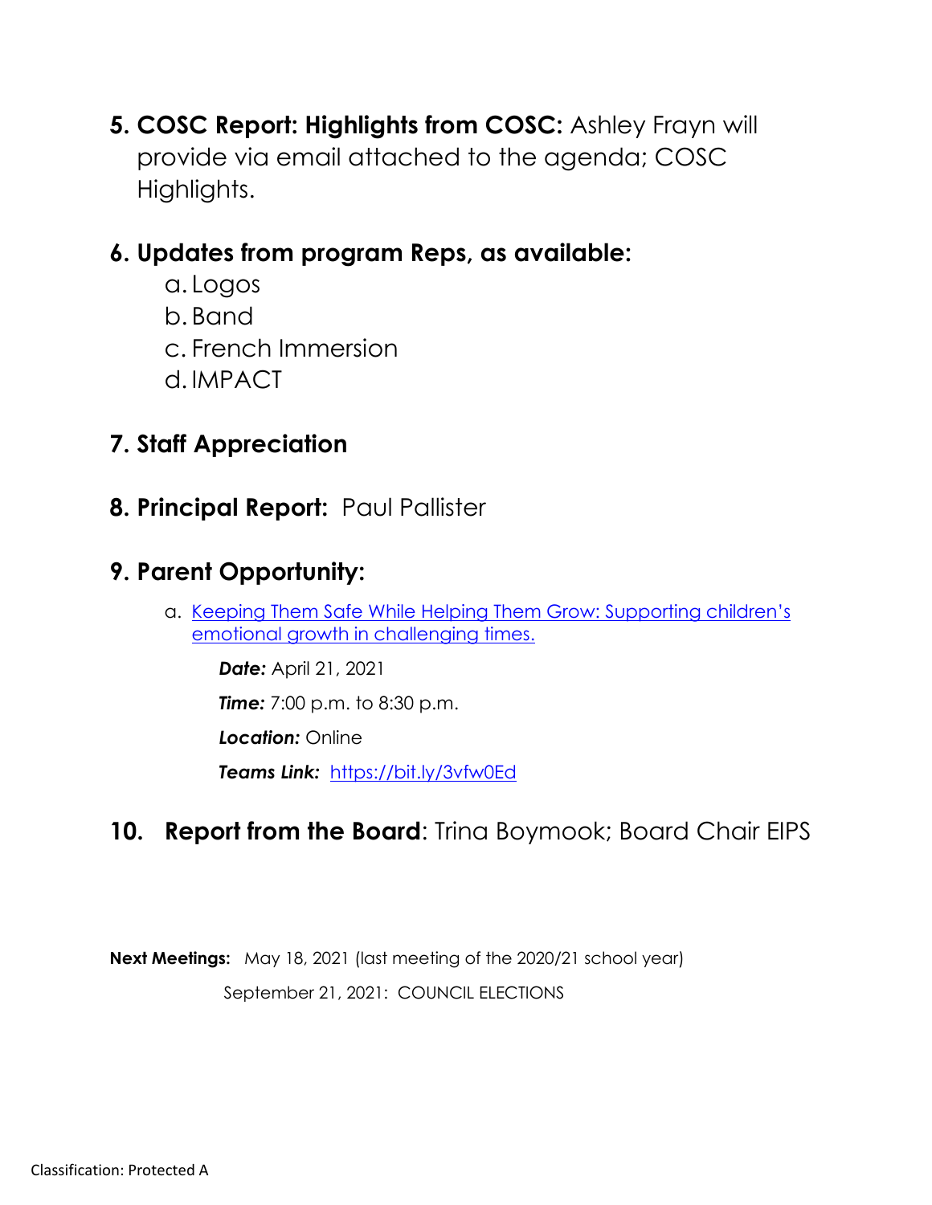5. **COSC Report: Highlights from COSC:** Ashley Frayn will provide via email attached to the agenda; COSC Highlights.

6. **Updates from program Reps, as available:**
   a. Logos
   b. Band
   c. French Immersion
   d. IMPACT

7. **Staff Appreciation**

8. **Principal Report:** Paul Pallister

9. **Parent Opportunity:**
   a. [Keeping Them Safe While Helping Them Grow: Supporting children's emotional growth in challenging times.]()

      ***Date:*** April 21, 2021

      ***Time:*** 7:00 p.m. to 8:30 p.m.

      ***Location:*** Online

      ***Teams Link:*** [https://bit.ly/3vfw0Ed](https://bit.ly/3vfw0Ed)

10. **Report from the Board**: Trina Boymook; Board Chair EIPS

**Next Meetings:** May 18, 2021 (last meeting of the 2020/21 school year)

September 21, 2021: COUNCIL ELECTIONS

Classification: Protected A